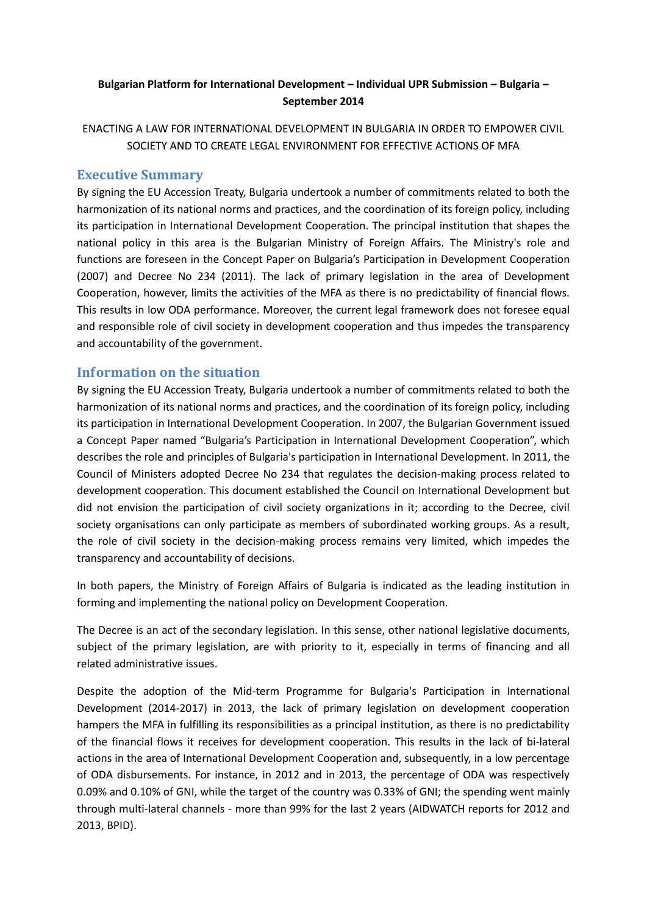**Bulgarian Platform for International Development – Individual UPR Submission – Bulgaria – September 2014**

ENACTING A LAW FOR INTERNATIONAL DEVELOPMENT IN BULGARIA IN ORDER TO EMPOWER CIVIL SOCIETY AND TO CREATE LEGAL ENVIRONMENT FOR EFFECTIVE ACTIONS OF MFA

## Executive Summary

By signing the EU Accession Treaty, Bulgaria undertook a number of commitments related to both the harmonization of its national norms and practices, and the coordination of its foreign policy, including its participation in International Development Cooperation. The principal institution that shapes the national policy in this area is the Bulgarian Ministry of Foreign Affairs. The Ministry's role and functions are foreseen in the Concept Paper on Bulgaria's Participation in Development Cooperation (2007) and Decree No 234 (2011). The lack of primary legislation in the area of Development Cooperation, however, limits the activities of the MFA as there is no predictability of financial flows. This results in low ODA performance. Moreover, the current legal framework does not foresee equal and responsible role of civil society in development cooperation and thus impedes the transparency and accountability of the government.

## Information on the situation

By signing the EU Accession Treaty, Bulgaria undertook a number of commitments related to both the harmonization of its national norms and practices, and the coordination of its foreign policy, including its participation in International Development Cooperation. In 2007, the Bulgarian Government issued a Concept Paper named "Bulgaria's Participation in International Development Cooperation", which describes the role and principles of Bulgaria's participation in International Development. In 2011, the Council of Ministers adopted Decree No 234 that regulates the decision-making process related to development cooperation. This document established the Council on International Development but did not envision the participation of civil society organizations in it; according to the Decree, civil society organisations can only participate as members of subordinated working groups. As a result, the role of civil society in the decision-making process remains very limited, which impedes the transparency and accountability of decisions.

In both papers, the Ministry of Foreign Affairs of Bulgaria is indicated as the leading institution in forming and implementing the national policy on Development Cooperation.

The Decree is an act of the secondary legislation. In this sense, other national legislative documents, subject of the primary legislation, are with priority to it, especially in terms of financing and all related administrative issues.

Despite the adoption of the Mid-term Programme for Bulgaria's Participation in International Development (2014-2017) in 2013, the lack of primary legislation on development cooperation hampers the MFA in fulfilling its responsibilities as a principal institution, as there is no predictability of the financial flows it receives for development cooperation. This results in the lack of bi-lateral actions in the area of International Development Cooperation and, subsequently, in a low percentage of ODA disbursements. For instance, in 2012 and in 2013, the percentage of ODA was respectively 0.09% and 0.10% of GNI, while the target of the country was 0.33% of GNI; the spending went mainly through multi-lateral channels - more than 99% for the last 2 years (AIDWATCH reports for 2012 and 2013, BPID).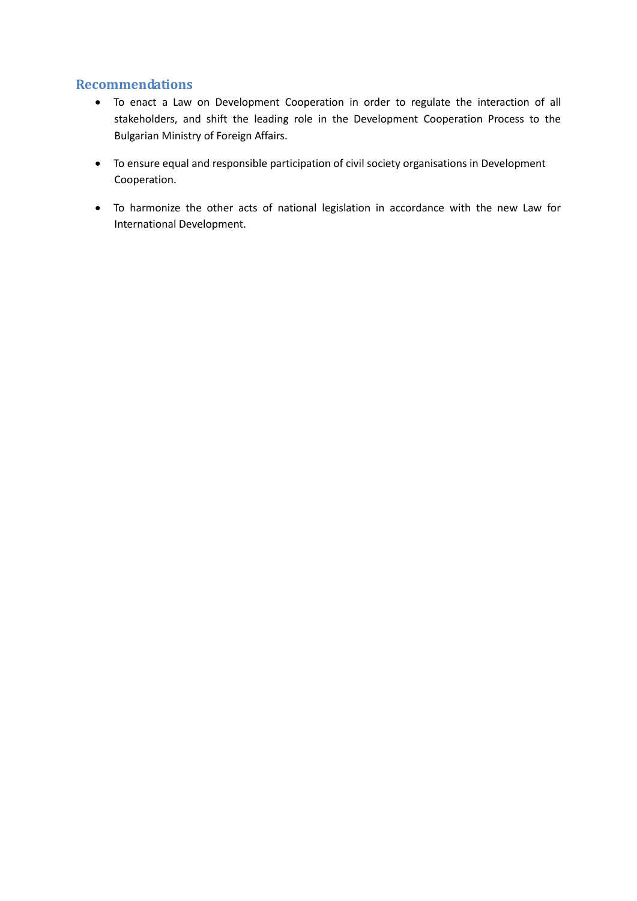## Recommendations

- To enact a Law on Development Cooperation in order to regulate the interaction of all stakeholders, and shift the leading role in the Development Cooperation Process to the Bulgarian Ministry of Foreign Affairs.

- To ensure equal and responsible participation of civil society organisations in Development Cooperation.

- To harmonize the other acts of national legislation in accordance with the new Law for International Development.